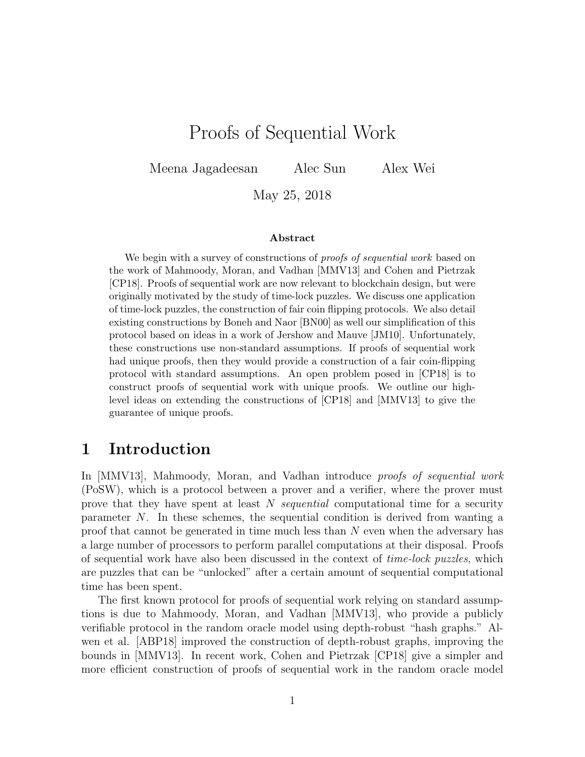# Proofs of Sequential Work

Meena Jagadeesan Alec Sun Alex Wei

May 25, 2018

**Abstract**

We begin with a survey of constructions of *proofs of sequential work* based on the work of Mahmoody, Moran, and Vadhan [MMV13] and Cohen and Pietrzak [CP18]. Proofs of sequential work are now relevant to blockchain design, but were originally motivated by the study of time-lock puzzles. We discuss one application of time-lock puzzles, the construction of fair coin flipping protocols. We also detail existing constructions by Boneh and Naor [BN00] as well our simplification of this protocol based on ideas in a work of Jershow and Mauve [JM10]. Unfortunately, these constructions use non-standard assumptions. If proofs of sequential work had unique proofs, then they would provide a construction of a fair coin-flipping protocol with standard assumptions. An open problem posed in [CP18] is to construct proofs of sequential work with unique proofs. We outline our high-level ideas on extending the constructions of [CP18] and [MMV13] to give the guarantee of unique proofs.

## 1 Introduction

In [MMV13], Mahmoody, Moran, and Vadhan introduce *proofs of sequential work* (PoSW), which is a protocol between a prover and a verifier, where the prover must prove that they have spent at least $N$ *sequential* computational time for a security parameter $N$. In these schemes, the sequential condition is derived from wanting a proof that cannot be generated in time much less than $N$ even when the adversary has a large number of processors to perform parallel computations at their disposal. Proofs of sequential work have also been discussed in the context of *time-lock puzzles*, which are puzzles that can be "unlocked" after a certain amount of sequential computational time has been spent.

The first known protocol for proofs of sequential work relying on standard assumptions is due to Mahmoody, Moran, and Vadhan [MMV13], who provide a publicly verifiable protocol in the random oracle model using depth-robust "hash graphs." Alwen et al. [ABP18] improved the construction of depth-robust graphs, improving the bounds in [MMV13]. In recent work, Cohen and Pietrzak [CP18] give a simpler and more efficient construction of proofs of sequential work in the random oracle model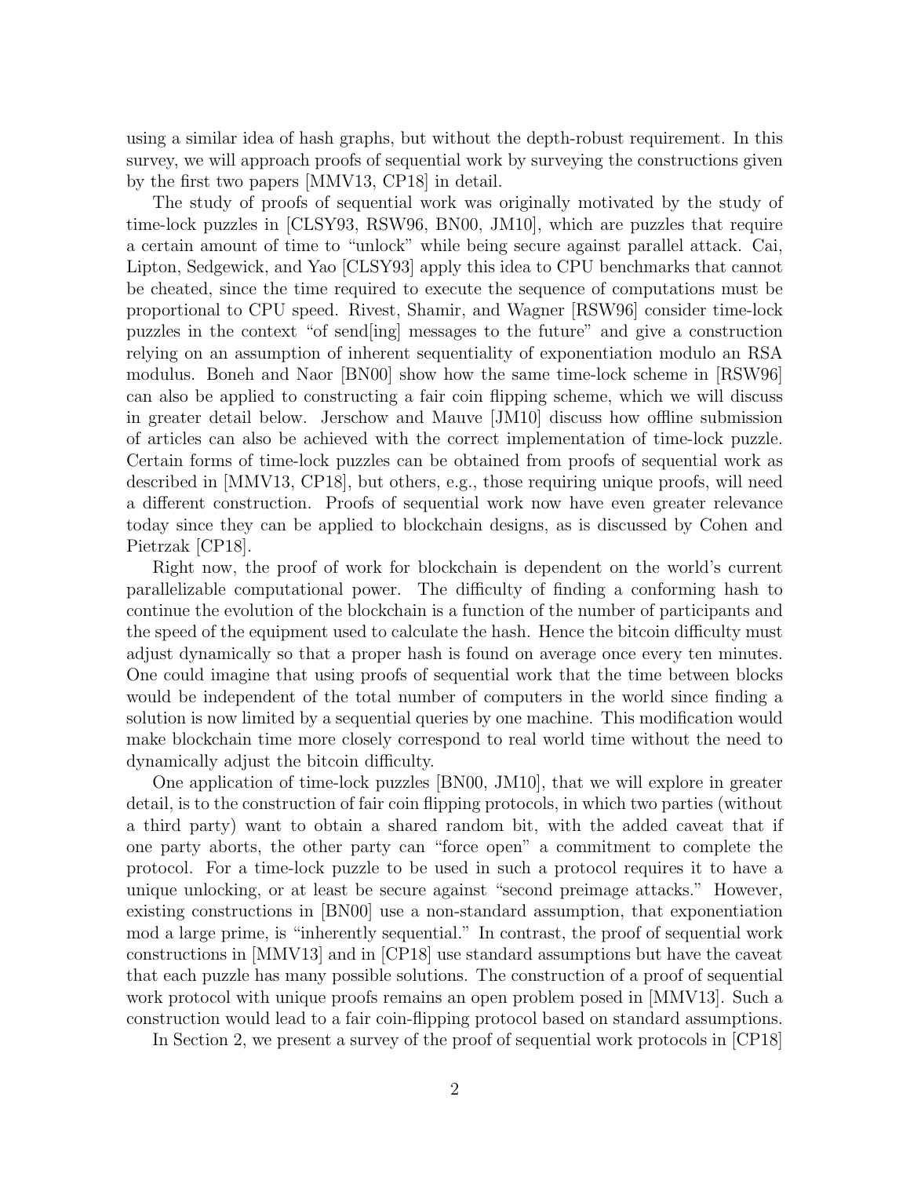using a similar idea of hash graphs, but without the depth-robust requirement. In this survey, we will approach proofs of sequential work by surveying the constructions given by the first two papers [MMV13, CP18] in detail.

The study of proofs of sequential work was originally motivated by the study of time-lock puzzles in [CLSY93, RSW96, BN00, JM10], which are puzzles that require a certain amount of time to "unlock" while being secure against parallel attack. Cai, Lipton, Sedgewick, and Yao [CLSY93] apply this idea to CPU benchmarks that cannot be cheated, since the time required to execute the sequence of computations must be proportional to CPU speed. Rivest, Shamir, and Wagner [RSW96] consider time-lock puzzles in the context "of send[ing] messages to the future" and give a construction relying on an assumption of inherent sequentiality of exponentiation modulo an RSA modulus. Boneh and Naor [BN00] show how the same time-lock scheme in [RSW96] can also be applied to constructing a fair coin flipping scheme, which we will discuss in greater detail below. Jerschow and Mauve [JM10] discuss how offline submission of articles can also be achieved with the correct implementation of time-lock puzzle. Certain forms of time-lock puzzles can be obtained from proofs of sequential work as described in [MMV13, CP18], but others, e.g., those requiring unique proofs, will need a different construction. Proofs of sequential work now have even greater relevance today since they can be applied to blockchain designs, as is discussed by Cohen and Pietrzak [CP18].

Right now, the proof of work for blockchain is dependent on the world's current parallelizable computational power. The difficulty of finding a conforming hash to continue the evolution of the blockchain is a function of the number of participants and the speed of the equipment used to calculate the hash. Hence the bitcoin difficulty must adjust dynamically so that a proper hash is found on average once every ten minutes. One could imagine that using proofs of sequential work that the time between blocks would be independent of the total number of computers in the world since finding a solution is now limited by a sequential queries by one machine. This modification would make blockchain time more closely correspond to real world time without the need to dynamically adjust the bitcoin difficulty.

One application of time-lock puzzles [BN00, JM10], that we will explore in greater detail, is to the construction of fair coin flipping protocols, in which two parties (without a third party) want to obtain a shared random bit, with the added caveat that if one party aborts, the other party can "force open" a commitment to complete the protocol. For a time-lock puzzle to be used in such a protocol requires it to have a unique unlocking, or at least be secure against "second preimage attacks." However, existing constructions in [BN00] use a non-standard assumption, that exponentiation mod a large prime, is "inherently sequential." In contrast, the proof of sequential work constructions in [MMV13] and in [CP18] use standard assumptions but have the caveat that each puzzle has many possible solutions. The construction of a proof of sequential work protocol with unique proofs remains an open problem posed in [MMV13]. Such a construction would lead to a fair coin-flipping protocol based on standard assumptions.

In Section 2, we present a survey of the proof of sequential work protocols in [CP18]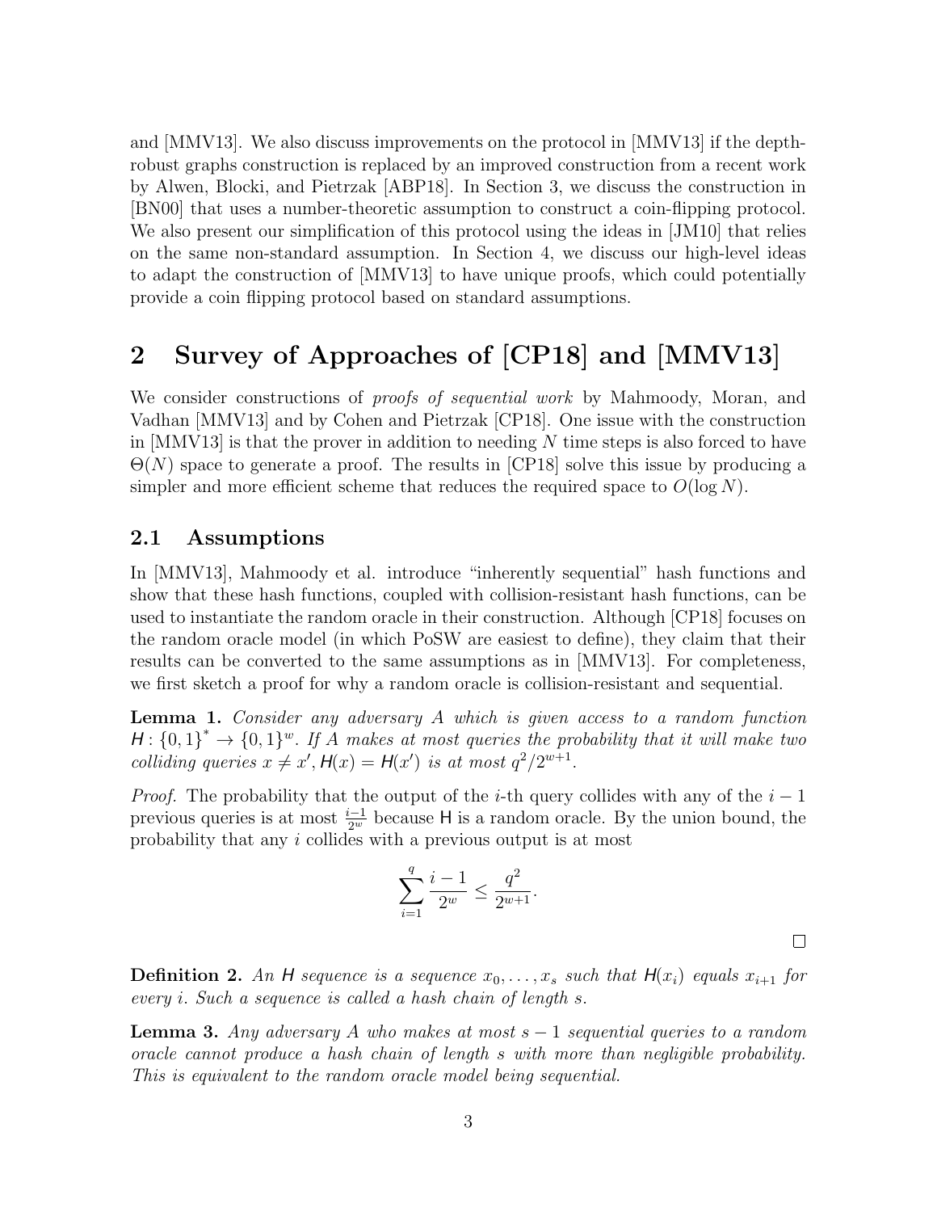and [MMV13]. We also discuss improvements on the protocol in [MMV13] if the depth-robust graphs construction is replaced by an improved construction from a recent work by Alwen, Blocki, and Pietrzak [ABP18]. In Section 3, we discuss the construction in [BN00] that uses a number-theoretic assumption to construct a coin-flipping protocol. We also present our simplification of this protocol using the ideas in [JM10] that relies on the same non-standard assumption. In Section 4, we discuss our high-level ideas to adapt the construction of [MMV13] to have unique proofs, which could potentially provide a coin flipping protocol based on standard assumptions.

# 2 Survey of Approaches of [CP18] and [MMV13]

We consider constructions of *proofs of sequential work* by Mahmoody, Moran, and Vadhan [MMV13] and by Cohen and Pietrzak [CP18]. One issue with the construction in [MMV13] is that the prover in addition to needing $N$ time steps is also forced to have $\Theta(N)$ space to generate a proof. The results in [CP18] solve this issue by producing a simpler and more efficient scheme that reduces the required space to $O(\log N)$.

## 2.1 Assumptions

In [MMV13], Mahmoody et al. introduce "inherently sequential" hash functions and show that these hash functions, coupled with collision-resistant hash functions, can be used to instantiate the random oracle in their construction. Although [CP18] focuses on the random oracle model (in which PoSW are easiest to define), they claim that their results can be converted to the same assumptions as in [MMV13]. For completeness, we first sketch a proof for why a random oracle is collision-resistant and sequential.

**Lemma 1.** *Consider any adversary $A$ which is given access to a random function $\mathsf{H}: \{0,1\}^* \to \{0,1\}^w$. If $A$ makes at most queries the probability that it will make two colliding queries $x \neq x', \mathsf{H}(x) = \mathsf{H}(x')$ is at most $q^2/2^{w+1}$.*

*Proof.* The probability that the output of the $i$-th query collides with any of the $i-1$ previous queries is at most $\frac{i-1}{2^w}$ because $\mathsf{H}$ is a random oracle. By the union bound, the probability that any $i$ collides with a previous output is at most

$$\sum_{i=1}^{q} \frac{i-1}{2^w} \leq \frac{q^2}{2^{w+1}}.$$

□

**Definition 2.** *An $\mathsf{H}$ sequence is a sequence $x_0, \ldots, x_s$ such that $\mathsf{H}(x_i)$ equals $x_{i+1}$ for every $i$. Such a sequence is called a hash chain of length $s$.*

**Lemma 3.** *Any adversary $A$ who makes at most $s-1$ sequential queries to a random oracle cannot produce a hash chain of length $s$ with more than negligible probability. This is equivalent to the random oracle model being sequential.*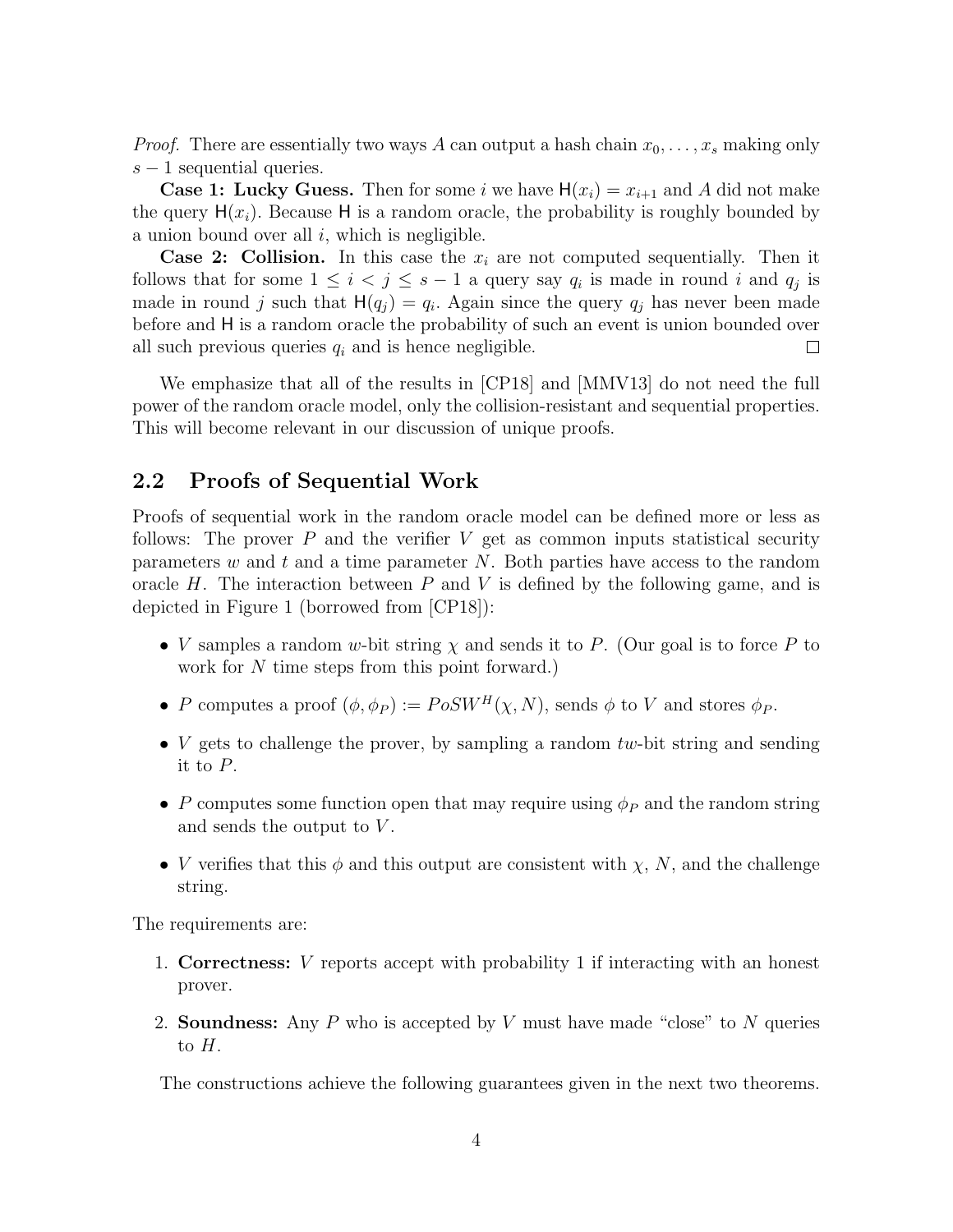*Proof.* There are essentially two ways $A$ can output a hash chain $x_0, \ldots, x_s$ making only $s-1$ sequential queries.

**Case 1: Lucky Guess.** Then for some $i$ we have $\mathsf{H}(x_i) = x_{i+1}$ and $A$ did not make the query $\mathsf{H}(x_i)$. Because $\mathsf{H}$ is a random oracle, the probability is roughly bounded by a union bound over all $i$, which is negligible.

**Case 2: Collision.** In this case the $x_i$ are not computed sequentially. Then it follows that for some $1 \leq i < j \leq s-1$ a query say $q_i$ is made in round $i$ and $q_j$ is made in round $j$ such that $\mathsf{H}(q_j) = q_i$. Again since the query $q_j$ has never been made before and $\mathsf{H}$ is a random oracle the probability of such an event is union bounded over all such previous queries $q_i$ and is hence negligible. $\square$

We emphasize that all of the results in [CP18] and [MMV13] do not need the full power of the random oracle model, only the collision-resistant and sequential properties. This will become relevant in our discussion of unique proofs.

## 2.2 Proofs of Sequential Work

Proofs of sequential work in the random oracle model can be defined more or less as follows: The prover $P$ and the verifier $V$ get as common inputs statistical security parameters $w$ and $t$ and a time parameter $N$. Both parties have access to the random oracle $H$. The interaction between $P$ and $V$ is defined by the following game, and is depicted in Figure 1 (borrowed from [CP18]):

- $V$ samples a random $w$-bit string $\chi$ and sends it to $P$. (Our goal is to force $P$ to work for $N$ time steps from this point forward.)
- $P$ computes a proof $(\phi, \phi_P) := PoSW^H(\chi, N)$, sends $\phi$ to $V$ and stores $\phi_P$.
- $V$ gets to challenge the prover, by sampling a random $tw$-bit string and sending it to $P$.
- $P$ computes some function open that may require using $\phi_P$ and the random string and sends the output to $V$.
- $V$ verifies that this $\phi$ and this output are consistent with $\chi$, $N$, and the challenge string.

The requirements are:

1. **Correctness:** $V$ reports accept with probability 1 if interacting with an honest prover.
2. **Soundness:** Any $P$ who is accepted by $V$ must have made "close" to $N$ queries to $H$.

The constructions achieve the following guarantees given in the next two theorems.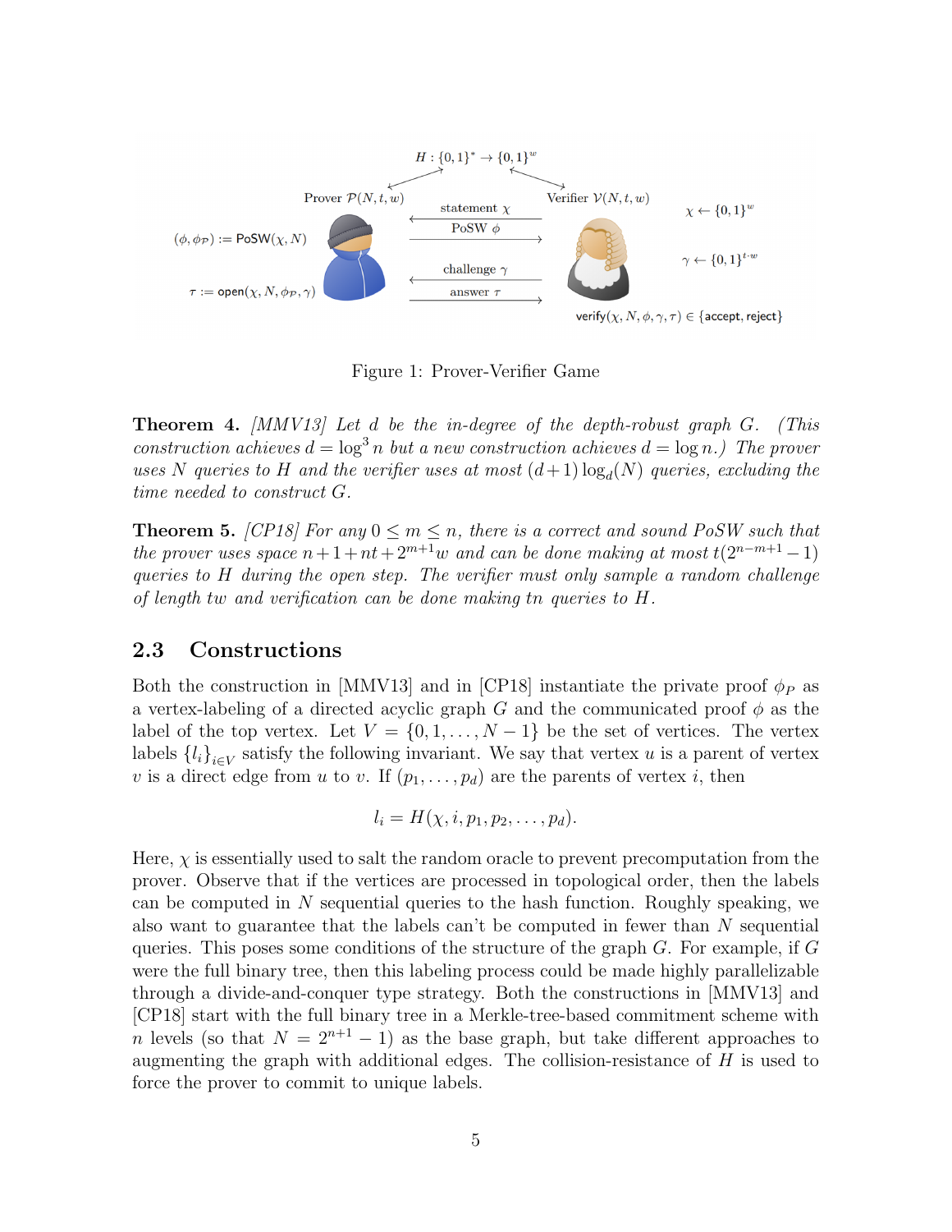Figure 1: Prover-Verifier Game

**Theorem 4.** *[MMV13] Let $d$ be the in-degree of the depth-robust graph $G$. (This construction achieves $d = \log^3 n$ but a new construction achieves $d = \log n$.) The prover uses $N$ queries to $H$ and the verifier uses at most $(d+1)\log_d(N)$ queries, excluding the time needed to construct $G$.*

**Theorem 5.** *[CP18] For any $0 \leq m \leq n$, there is a correct and sound PoSW such that the prover uses space $n+1+nt+2^{m+1}w$ and can be done making at most $t(2^{n-m+1}-1)$ queries to $H$ during the open step. The verifier must only sample a random challenge of length $tw$ and verification can be done making $tn$ queries to $H$.*

## 2.3 Constructions

Both the construction in [MMV13] and in [CP18] instantiate the private proof $\phi_P$ as a vertex-labeling of a directed acyclic graph $G$ and the communicated proof $\phi$ as the label of the top vertex. Let $V = \{0, 1, \ldots, N-1\}$ be the set of vertices. The vertex labels $\{l_i\}_{i \in V}$ satisfy the following invariant. We say that vertex $u$ is a parent of vertex $v$ is a direct edge from $u$ to $v$. If $(p_1, \ldots, p_d)$ are the parents of vertex $i$, then

$$l_i = H(\chi, i, p_1, p_2, \ldots, p_d).$$

Here, $\chi$ is essentially used to salt the random oracle to prevent precomputation from the prover. Observe that if the vertices are processed in topological order, then the labels can be computed in $N$ sequential queries to the hash function. Roughly speaking, we also want to guarantee that the labels can't be computed in fewer than $N$ sequential queries. This poses some conditions of the structure of the graph $G$. For example, if $G$ were the full binary tree, then this labeling process could be made highly parallelizable through a divide-and-conquer type strategy. Both the constructions in [MMV13] and [CP18] start with the full binary tree in a Merkle-tree-based commitment scheme with $n$ levels (so that $N = 2^{n+1} - 1$) as the base graph, but take different approaches to augmenting the graph with additional edges. The collision-resistance of $H$ is used to force the prover to commit to unique labels.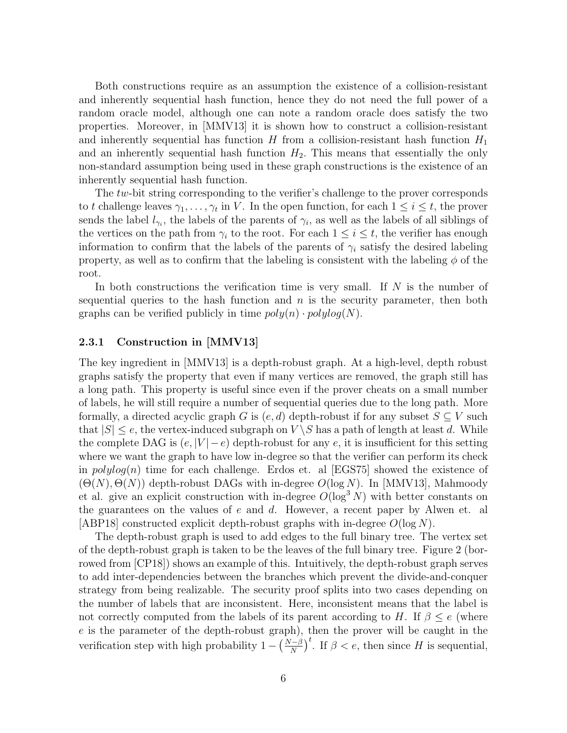Both constructions require as an assumption the existence of a collision-resistant and inherently sequential hash function, hence they do not need the full power of a random oracle model, although one can note a random oracle does satisfy the two properties. Moreover, in [MMV13] it is shown how to construct a collision-resistant and inherently sequential has function $H$ from a collision-resistant hash function $H_1$ and an inherently sequential hash function $H_2$. This means that essentially the only non-standard assumption being used in these graph constructions is the existence of an inherently sequential hash function.

The $tw$-bit string corresponding to the verifier's challenge to the prover corresponds to $t$ challenge leaves $\gamma_1, \ldots, \gamma_t$ in $V$. In the open function, for each $1 \leq i \leq t$, the prover sends the label $l_{\gamma_i}$, the labels of the parents of $\gamma_i$, as well as the labels of all siblings of the vertices on the path from $\gamma_i$ to the root. For each $1 \leq i \leq t$, the verifier has enough information to confirm that the labels of the parents of $\gamma_i$ satisfy the desired labeling property, as well as to confirm that the labeling is consistent with the labeling $\phi$ of the root.

In both constructions the verification time is very small. If $N$ is the number of sequential queries to the hash function and $n$ is the security parameter, then both graphs can be verified publicly in time $poly(n) \cdot polylog(N)$.

### 2.3.1 Construction in [MMV13]

The key ingredient in [MMV13] is a depth-robust graph. At a high-level, depth robust graphs satisfy the property that even if many vertices are removed, the graph still has a long path. This property is useful since even if the prover cheats on a small number of labels, he will still require a number of sequential queries due to the long path. More formally, a directed acyclic graph $G$ is $(e, d)$ depth-robust if for any subset $S \subseteq V$ such that $|S| \leq e$, the vertex-induced subgraph on $V \setminus S$ has a path of length at least $d$. While the complete DAG is $(e, |V| - e)$ depth-robust for any $e$, it is insufficient for this setting where we want the graph to have low in-degree so that the verifier can perform its check in $polylog(n)$ time for each challenge. Erdos et. al [EGS75] showed the existence of $(\Theta(N), \Theta(N))$ depth-robust DAGs with in-degree $O(\log N)$. In [MMV13], Mahmoody et al. give an explicit construction with in-degree $O(\log^3 N)$ with better constants on the guarantees on the values of $e$ and $d$. However, a recent paper by Alwen et. al [ABP18] constructed explicit depth-robust graphs with in-degree $O(\log N)$.

The depth-robust graph is used to add edges to the full binary tree. The vertex set of the depth-robust graph is taken to be the leaves of the full binary tree. Figure 2 (borrowed from [CP18]) shows an example of this. Intuitively, the depth-robust graph serves to add inter-dependencies between the branches which prevent the divide-and-conquer strategy from being realizable. The security proof splits into two cases depending on the number of labels that are inconsistent. Here, inconsistent means that the label is not correctly computed from the labels of its parent according to $H$. If $\beta \leq e$ (where $e$ is the parameter of the depth-robust graph), then the prover will be caught in the verification step with high probability $1 - \left(\frac{N-\beta}{N}\right)^t$. If $\beta < e$, then since $H$ is sequential,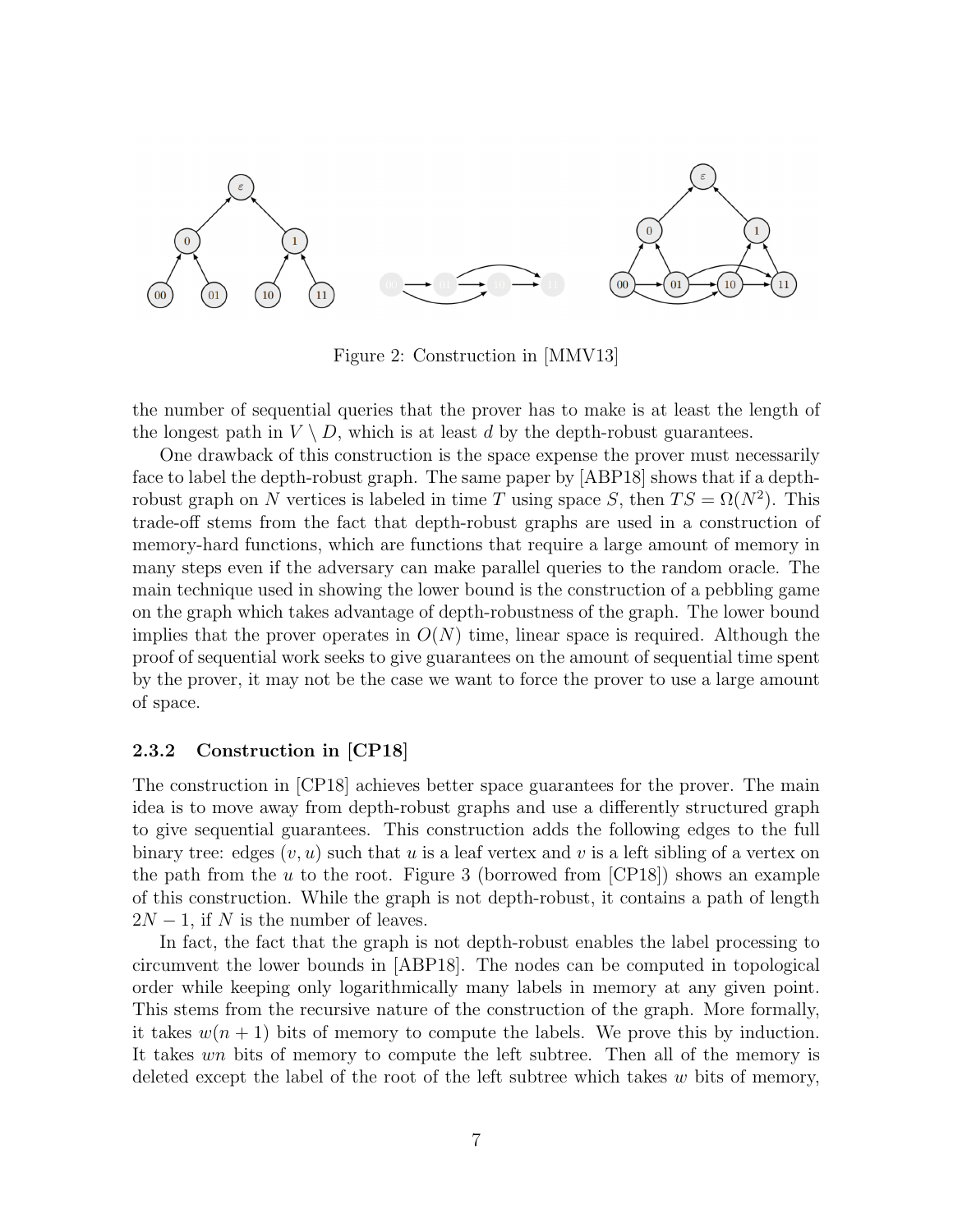Figure 2: Construction in [MMV13]

the number of sequential queries that the prover has to make is at least the length of the longest path in $V \setminus D$, which is at least $d$ by the depth-robust guarantees.

One drawback of this construction is the space expense the prover must necessarily face to label the depth-robust graph. The same paper by [ABP18] shows that if a depth-robust graph on $N$ vertices is labeled in time $T$ using space $S$, then $TS = \Omega(N^2)$. This trade-off stems from the fact that depth-robust graphs are used in a construction of memory-hard functions, which are functions that require a large amount of memory in many steps even if the adversary can make parallel queries to the random oracle. The main technique used in showing the lower bound is the construction of a pebbling game on the graph which takes advantage of depth-robustness of the graph. The lower bound implies that the prover operates in $O(N)$ time, linear space is required. Although the proof of sequential work seeks to give guarantees on the amount of sequential time spent by the prover, it may not be the case we want to force the prover to use a large amount of space.

### 2.3.2 Construction in [CP18]

The construction in [CP18] achieves better space guarantees for the prover. The main idea is to move away from depth-robust graphs and use a differently structured graph to give sequential guarantees. This construction adds the following edges to the full binary tree: edges $(v, u)$ such that $u$ is a leaf vertex and $v$ is a left sibling of a vertex on the path from the $u$ to the root. Figure 3 (borrowed from [CP18]) shows an example of this construction. While the graph is not depth-robust, it contains a path of length $2N - 1$, if $N$ is the number of leaves.

In fact, the fact that the graph is not depth-robust enables the label processing to circumvent the lower bounds in [ABP18]. The nodes can be computed in topological order while keeping only logarithmically many labels in memory at any given point. This stems from the recursive nature of the construction of the graph. More formally, it takes $w(n + 1)$ bits of memory to compute the labels. We prove this by induction. It takes $wn$ bits of memory to compute the left subtree. Then all of the memory is deleted except the label of the root of the left subtree which takes $w$ bits of memory,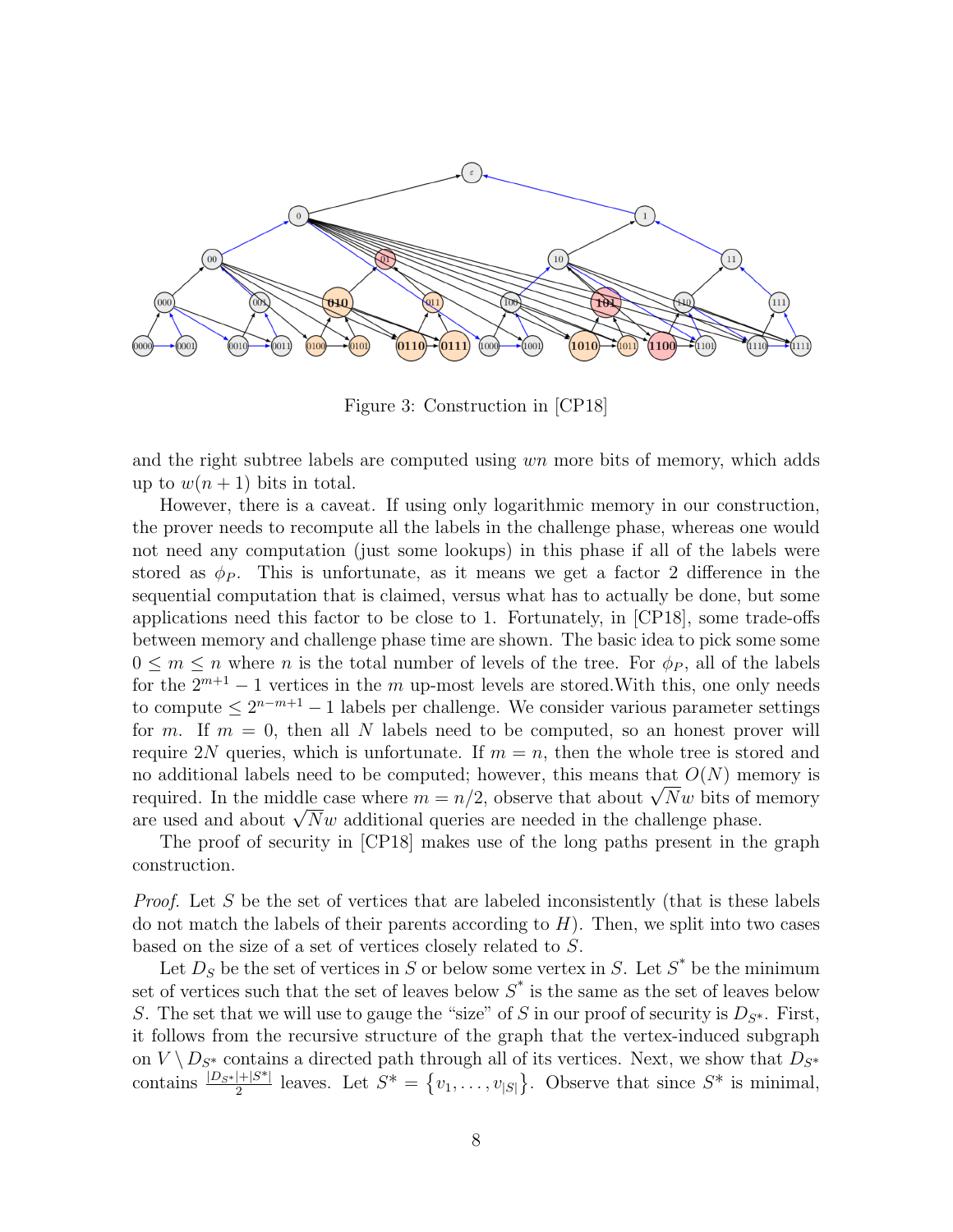Figure 3: Construction in [CP18]

and the right subtree labels are computed using $wn$ more bits of memory, which adds up to $w(n+1)$ bits in total.

However, there is a caveat. If using only logarithmic memory in our construction, the prover needs to recompute all the labels in the challenge phase, whereas one would not need any computation (just some lookups) in this phase if all of the labels were stored as $\phi_P$. This is unfortunate, as it means we get a factor 2 difference in the sequential computation that is claimed, versus what has to actually be done, but some applications need this factor to be close to 1. Fortunately, in [CP18], some trade-offs between memory and challenge phase time are shown. The basic idea to pick some some $0 \leq m \leq n$ where $n$ is the total number of levels of the tree. For $\phi_P$, all of the labels for the $2^{m+1} - 1$ vertices in the $m$ up-most levels are stored.With this, one only needs to compute $\leq 2^{n-m+1} - 1$ labels per challenge. We consider various parameter settings for $m$. If $m = 0$, then all $N$ labels need to be computed, so an honest prover will require $2N$ queries, which is unfortunate. If $m = n$, then the whole tree is stored and no additional labels need to be computed; however, this means that $O(N)$ memory is required. In the middle case where $m = n/2$, observe that about $\sqrt{N}w$ bits of memory are used and about $\sqrt{N}w$ additional queries are needed in the challenge phase.

The proof of security in [CP18] makes use of the long paths present in the graph construction.

*Proof.* Let $S$ be the set of vertices that are labeled inconsistently (that is these labels do not match the labels of their parents according to $H$). Then, we split into two cases based on the size of a set of vertices closely related to $S$.

Let $D_S$ be the set of vertices in $S$ or below some vertex in $S$. Let $S^*$ be the minimum set of vertices such that the set of leaves below $S^*$ is the same as the set of leaves below $S$. The set that we will use to gauge the "size" of $S$ in our proof of security is $D_{S^*}$. First, it follows from the recursive structure of the graph that the vertex-induced subgraph on $V \setminus D_{S^*}$ contains a directed path through all of its vertices. Next, we show that $D_{S^*}$ contains $\frac{|D_{S^*}|+|S^*|}{2}$ leaves. Let $S^* = \{v_1, \ldots, v_{|S|}\}$. Observe that since $S^*$ is minimal,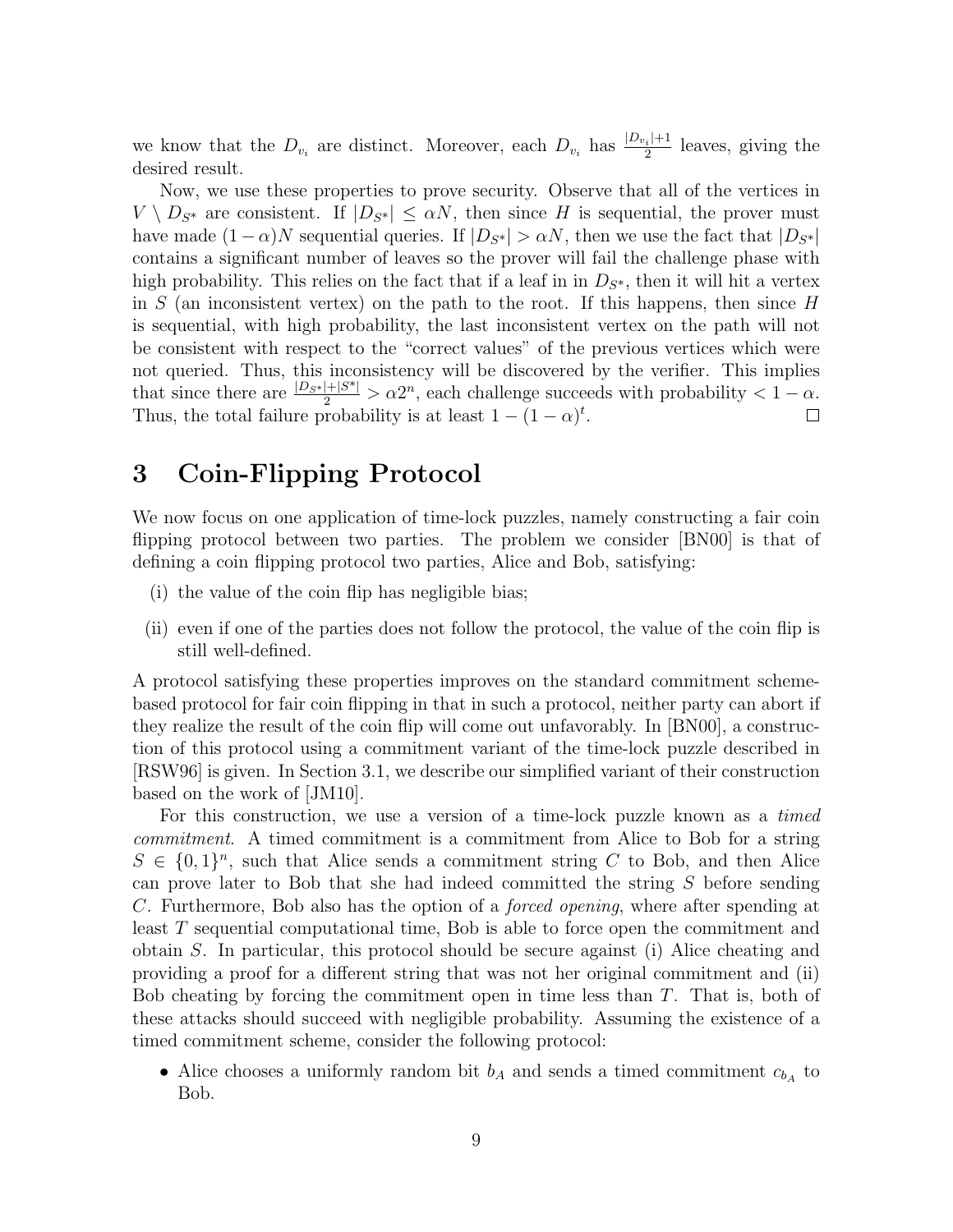we know that the $D_{v_i}$ are distinct. Moreover, each $D_{v_i}$ has $\frac{|D_{v_i}|+1}{2}$ leaves, giving the desired result.

Now, we use these properties to prove security. Observe that all of the vertices in $V \setminus D_{S^*}$ are consistent. If $|D_{S^*}| \leq \alpha N$, then since $H$ is sequential, the prover must have made $(1-\alpha)N$ sequential queries. If $|D_{S^*}| > \alpha N$, then we use the fact that $|D_{S^*}|$ contains a significant number of leaves so the prover will fail the challenge phase with high probability. This relies on the fact that if a leaf in in $D_{S^*}$, then it will hit a vertex in $S$ (an inconsistent vertex) on the path to the root. If this happens, then since $H$ is sequential, with high probability, the last inconsistent vertex on the path will not be consistent with respect to the "correct values" of the previous vertices which were not queried. Thus, this inconsistency will be discovered by the verifier. This implies that since there are $\frac{|D_{S^*}|+|S^*|}{2} > \alpha 2^n$, each challenge succeeds with probability $< 1-\alpha$. Thus, the total failure probability is at least $1-(1-\alpha)^t$. □

# 3 Coin-Flipping Protocol

We now focus on one application of time-lock puzzles, namely constructing a fair coin flipping protocol between two parties. The problem we consider [BN00] is that of defining a coin flipping protocol two parties, Alice and Bob, satisfying:

(i) the value of the coin flip has negligible bias;

(ii) even if one of the parties does not follow the protocol, the value of the coin flip is still well-defined.

A protocol satisfying these properties improves on the standard commitment scheme-based protocol for fair coin flipping in that in such a protocol, neither party can abort if they realize the result of the coin flip will come out unfavorably. In [BN00], a construction of this protocol using a commitment variant of the time-lock puzzle described in [RSW96] is given. In Section 3.1, we describe our simplified variant of their construction based on the work of [JM10].

For this construction, we use a version of a time-lock puzzle known as a *timed commitment*. A timed commitment is a commitment from Alice to Bob for a string $S \in \{0,1\}^n$, such that Alice sends a commitment string $C$ to Bob, and then Alice can prove later to Bob that she had indeed committed the string $S$ before sending $C$. Furthermore, Bob also has the option of a *forced opening*, where after spending at least $T$ sequential computational time, Bob is able to force open the commitment and obtain $S$. In particular, this protocol should be secure against (i) Alice cheating and providing a proof for a different string that was not her original commitment and (ii) Bob cheating by forcing the commitment open in time less than $T$. That is, both of these attacks should succeed with negligible probability. Assuming the existence of a timed commitment scheme, consider the following protocol:

- Alice chooses a uniformly random bit $b_A$ and sends a timed commitment $c_{b_A}$ to Bob.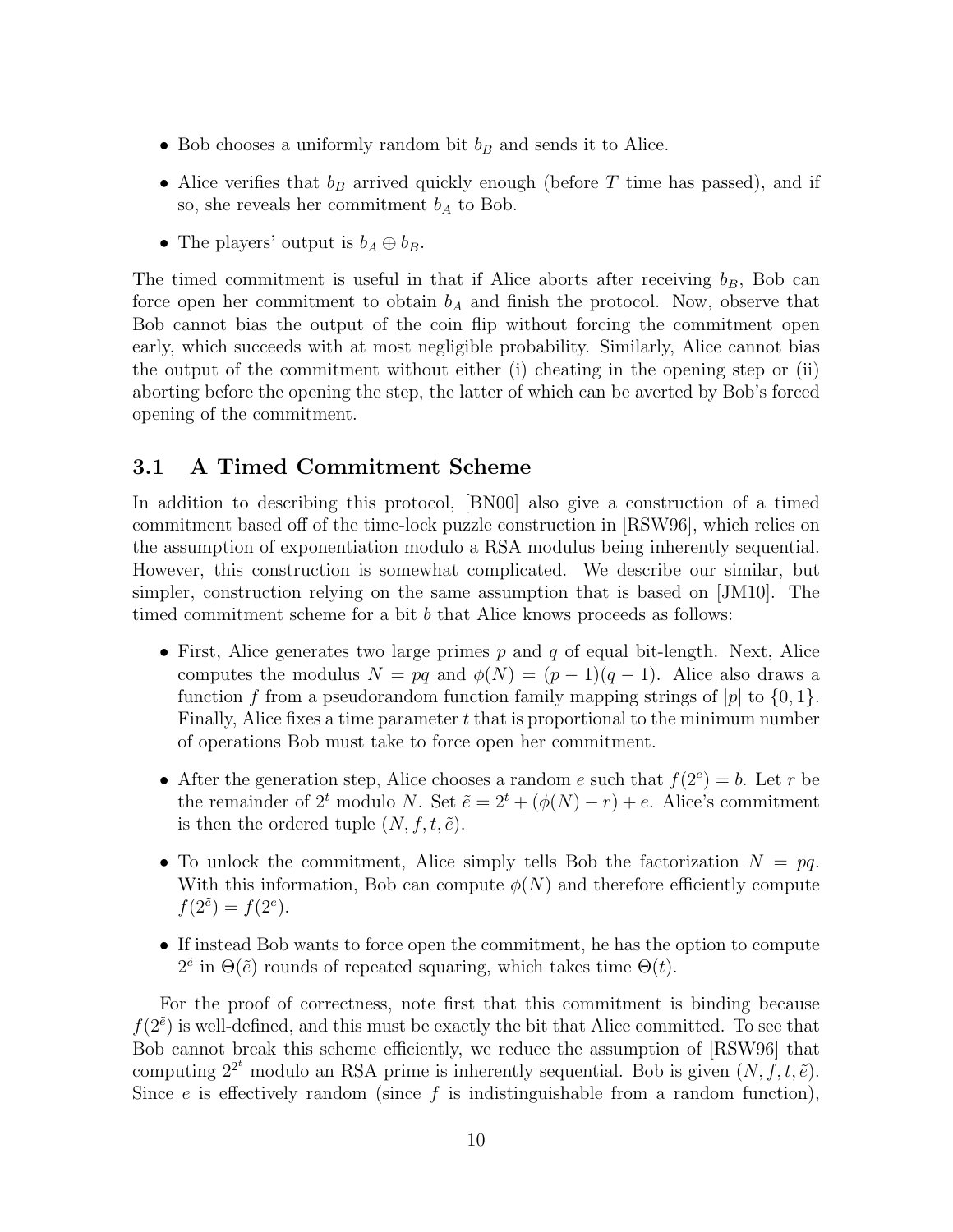- Bob chooses a uniformly random bit $b_B$ and sends it to Alice.
- Alice verifies that $b_B$ arrived quickly enough (before $T$ time has passed), and if so, she reveals her commitment $b_A$ to Bob.
- The players' output is $b_A \oplus b_B$.

The timed commitment is useful in that if Alice aborts after receiving $b_B$, Bob can force open her commitment to obtain $b_A$ and finish the protocol. Now, observe that Bob cannot bias the output of the coin flip without forcing the commitment open early, which succeeds with at most negligible probability. Similarly, Alice cannot bias the output of the commitment without either (i) cheating in the opening step or (ii) aborting before the opening the step, the latter of which can be averted by Bob's forced opening of the commitment.

## 3.1 A Timed Commitment Scheme

In addition to describing this protocol, [BN00] also give a construction of a timed commitment based off of the time-lock puzzle construction in [RSW96], which relies on the assumption of exponentiation modulo a RSA modulus being inherently sequential. However, this construction is somewhat complicated. We describe our similar, but simpler, construction relying on the same assumption that is based on [JM10]. The timed commitment scheme for a bit $b$ that Alice knows proceeds as follows:

- First, Alice generates two large primes $p$ and $q$ of equal bit-length. Next, Alice computes the modulus $N = pq$ and $\phi(N) = (p-1)(q-1)$. Alice also draws a function $f$ from a pseudorandom function family mapping strings of $|p|$ to $\{0, 1\}$. Finally, Alice fixes a time parameter $t$ that is proportional to the minimum number of operations Bob must take to force open her commitment.
- After the generation step, Alice chooses a random $e$ such that $f(2^e) = b$. Let $r$ be the remainder of $2^t$ modulo $N$. Set $\tilde{e} = 2^t + (\phi(N) - r) + e$. Alice's commitment is then the ordered tuple $(N, f, t, \tilde{e})$.
- To unlock the commitment, Alice simply tells Bob the factorization $N = pq$. With this information, Bob can compute $\phi(N)$ and therefore efficiently compute $f(2^{\tilde{e}}) = f(2^e)$.
- If instead Bob wants to force open the commitment, he has the option to compute $2^{\tilde{e}}$ in $\Theta(\tilde{e})$ rounds of repeated squaring, which takes time $\Theta(t)$.

For the proof of correctness, note first that this commitment is binding because $f(2^{\tilde{e}})$ is well-defined, and this must be exactly the bit that Alice committed. To see that Bob cannot break this scheme efficiently, we reduce the assumption of [RSW96] that computing $2^{2^t}$ modulo an RSA prime is inherently sequential. Bob is given $(N, f, t, \tilde{e})$. Since $e$ is effectively random (since $f$ is indistinguishable from a random function),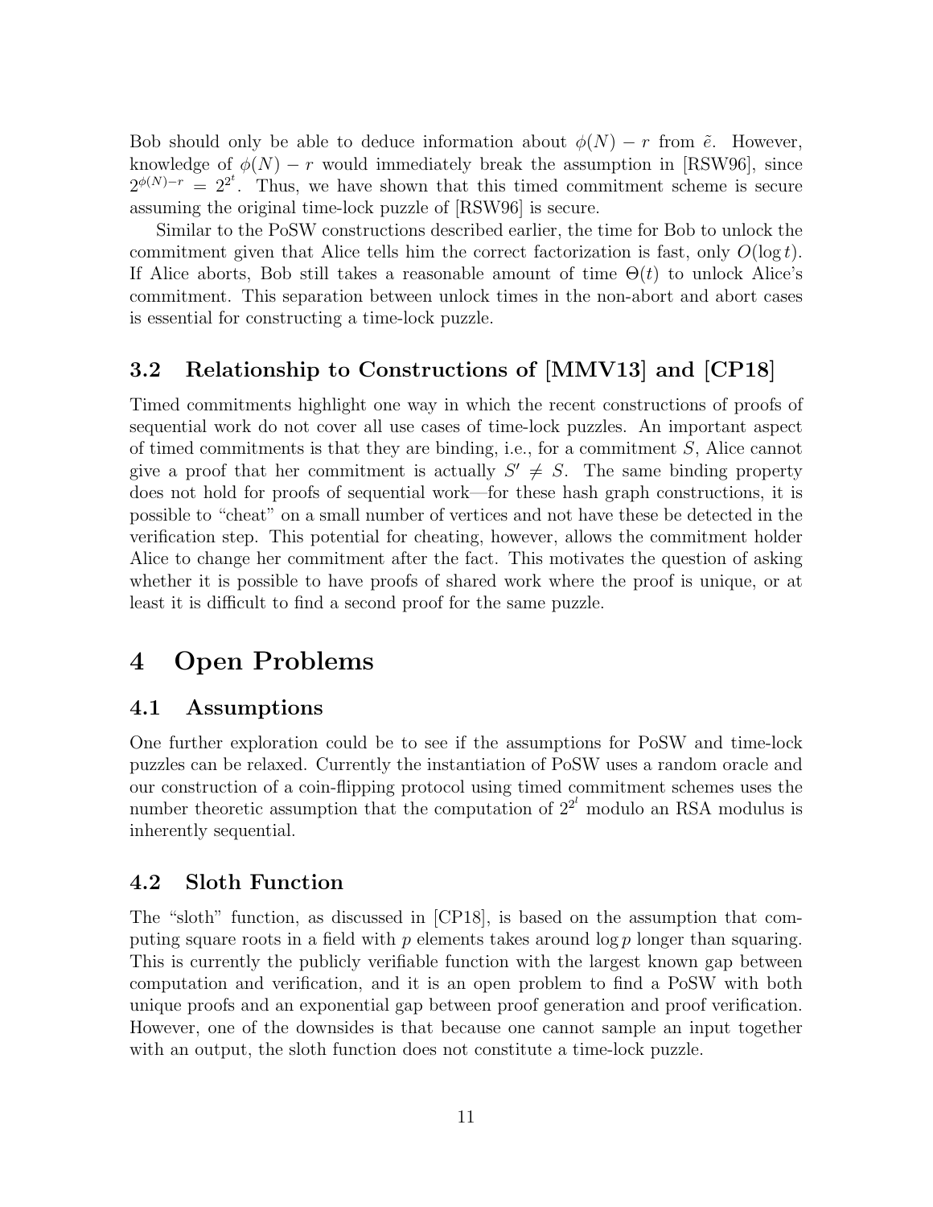Bob should only be able to deduce information about $\phi(N) - r$ from $\tilde{e}$. However, knowledge of $\phi(N) - r$ would immediately break the assumption in [RSW96], since $2^{\phi(N)-r} = 2^{2^t}$. Thus, we have shown that this timed commitment scheme is secure assuming the original time-lock puzzle of [RSW96] is secure.

Similar to the PoSW constructions described earlier, the time for Bob to unlock the commitment given that Alice tells him the correct factorization is fast, only $O(\log t)$. If Alice aborts, Bob still takes a reasonable amount of time $\Theta(t)$ to unlock Alice's commitment. This separation between unlock times in the non-abort and abort cases is essential for constructing a time-lock puzzle.

### 3.2 Relationship to Constructions of [MMV13] and [CP18]

Timed commitments highlight one way in which the recent constructions of proofs of sequential work do not cover all use cases of time-lock puzzles. An important aspect of timed commitments is that they are binding, i.e., for a commitment $S$, Alice cannot give a proof that her commitment is actually $S' \neq S$. The same binding property does not hold for proofs of sequential work—for these hash graph constructions, it is possible to "cheat" on a small number of vertices and not have these be detected in the verification step. This potential for cheating, however, allows the commitment holder Alice to change her commitment after the fact. This motivates the question of asking whether it is possible to have proofs of shared work where the proof is unique, or at least it is difficult to find a second proof for the same puzzle.

## 4 Open Problems

### 4.1 Assumptions

One further exploration could be to see if the assumptions for PoSW and time-lock puzzles can be relaxed. Currently the instantiation of PoSW uses a random oracle and our construction of a coin-flipping protocol using timed commitment schemes uses the number theoretic assumption that the computation of $2^{2^l}$ modulo an RSA modulus is inherently sequential.

### 4.2 Sloth Function

The "sloth" function, as discussed in [CP18], is based on the assumption that computing square roots in a field with $p$ elements takes around $\log p$ longer than squaring. This is currently the publicly verifiable function with the largest known gap between computation and verification, and it is an open problem to find a PoSW with both unique proofs and an exponential gap between proof generation and proof verification. However, one of the downsides is that because one cannot sample an input together with an output, the sloth function does not constitute a time-lock puzzle.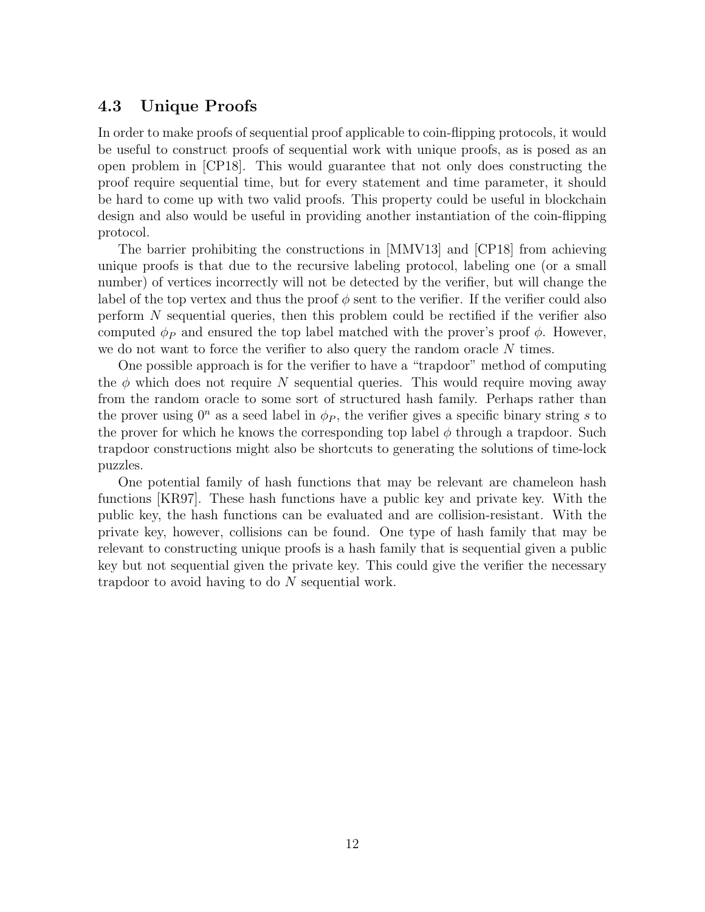### 4.3 Unique Proofs

In order to make proofs of sequential proof applicable to coin-flipping protocols, it would be useful to construct proofs of sequential work with unique proofs, as is posed as an open problem in [CP18]. This would guarantee that not only does constructing the proof require sequential time, but for every statement and time parameter, it should be hard to come up with two valid proofs. This property could be useful in blockchain design and also would be useful in providing another instantiation of the coin-flipping protocol.

The barrier prohibiting the constructions in [MMV13] and [CP18] from achieving unique proofs is that due to the recursive labeling protocol, labeling one (or a small number) of vertices incorrectly will not be detected by the verifier, but will change the label of the top vertex and thus the proof $\phi$ sent to the verifier. If the verifier could also perform $N$ sequential queries, then this problem could be rectified if the verifier also computed $\phi_P$ and ensured the top label matched with the prover's proof $\phi$. However, we do not want to force the verifier to also query the random oracle $N$ times.

One possible approach is for the verifier to have a "trapdoor" method of computing the $\phi$ which does not require $N$ sequential queries. This would require moving away from the random oracle to some sort of structured hash family. Perhaps rather than the prover using $0^n$ as a seed label in $\phi_P$, the verifier gives a specific binary string $s$ to the prover for which he knows the corresponding top label $\phi$ through a trapdoor. Such trapdoor constructions might also be shortcuts to generating the solutions of time-lock puzzles.

One potential family of hash functions that may be relevant are chameleon hash functions [KR97]. These hash functions have a public key and private key. With the public key, the hash functions can be evaluated and are collision-resistant. With the private key, however, collisions can be found. One type of hash family that may be relevant to constructing unique proofs is a hash family that is sequential given a public key but not sequential given the private key. This could give the verifier the necessary trapdoor to avoid having to do $N$ sequential work.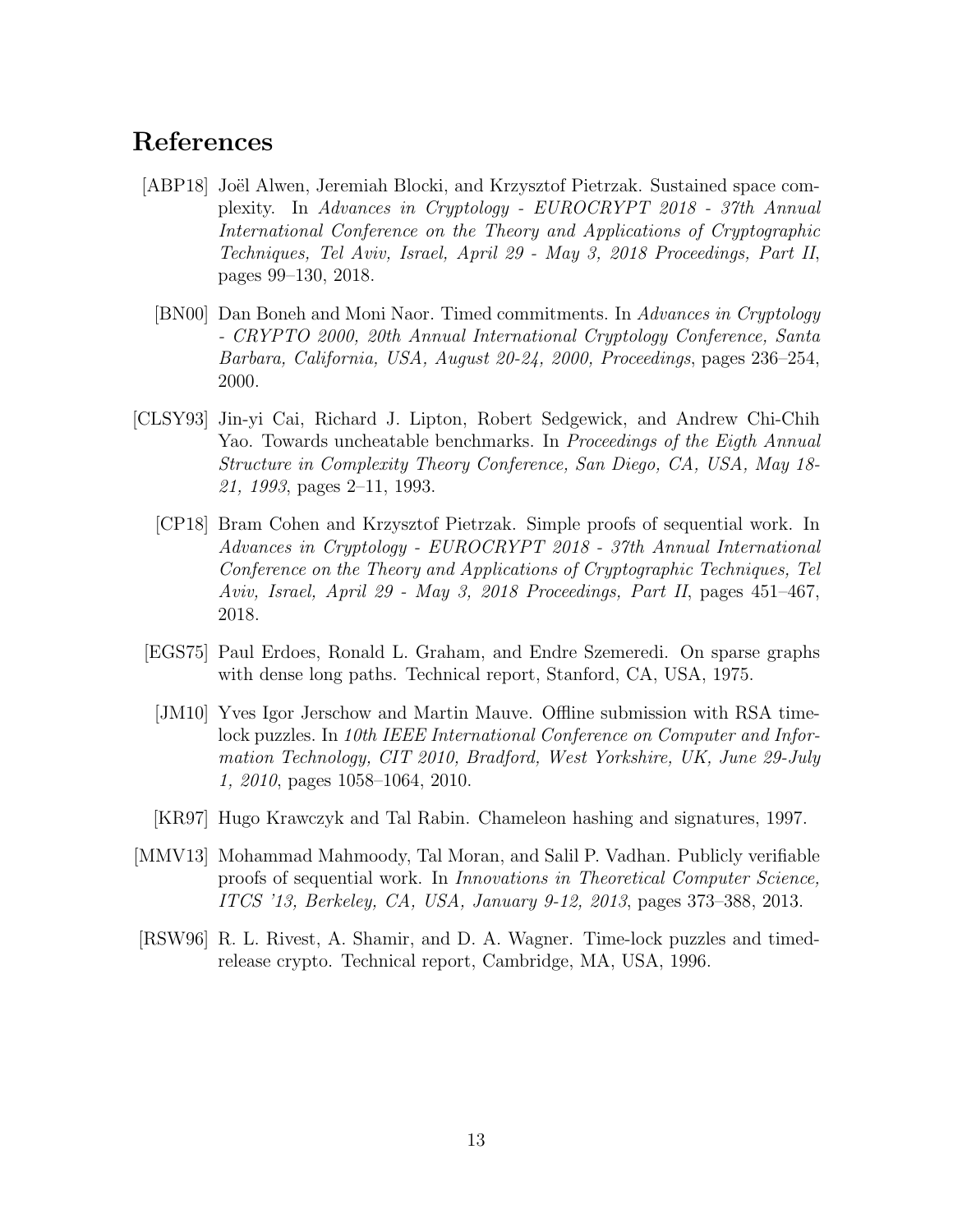# References

[ABP18] Joël Alwen, Jeremiah Blocki, and Krzysztof Pietrzak. Sustained space complexity. In *Advances in Cryptology - EUROCRYPT 2018 - 37th Annual International Conference on the Theory and Applications of Cryptographic Techniques, Tel Aviv, Israel, April 29 - May 3, 2018 Proceedings, Part II*, pages 99–130, 2018.

[BN00] Dan Boneh and Moni Naor. Timed commitments. In *Advances in Cryptology - CRYPTO 2000, 20th Annual International Cryptology Conference, Santa Barbara, California, USA, August 20-24, 2000, Proceedings*, pages 236–254, 2000.

[CLSY93] Jin-yi Cai, Richard J. Lipton, Robert Sedgewick, and Andrew Chi-Chih Yao. Towards uncheatable benchmarks. In *Proceedings of the Eigth Annual Structure in Complexity Theory Conference, San Diego, CA, USA, May 18-21, 1993*, pages 2–11, 1993.

[CP18] Bram Cohen and Krzysztof Pietrzak. Simple proofs of sequential work. In *Advances in Cryptology - EUROCRYPT 2018 - 37th Annual International Conference on the Theory and Applications of Cryptographic Techniques, Tel Aviv, Israel, April 29 - May 3, 2018 Proceedings, Part II*, pages 451–467, 2018.

[EGS75] Paul Erdoes, Ronald L. Graham, and Endre Szemeredi. On sparse graphs with dense long paths. Technical report, Stanford, CA, USA, 1975.

[JM10] Yves Igor Jerschow and Martin Mauve. Offline submission with RSA time-lock puzzles. In *10th IEEE International Conference on Computer and Information Technology, CIT 2010, Bradford, West Yorkshire, UK, June 29-July 1, 2010*, pages 1058–1064, 2010.

[KR97] Hugo Krawczyk and Tal Rabin. Chameleon hashing and signatures, 1997.

[MMV13] Mohammad Mahmoody, Tal Moran, and Salil P. Vadhan. Publicly verifiable proofs of sequential work. In *Innovations in Theoretical Computer Science, ITCS '13, Berkeley, CA, USA, January 9-12, 2013*, pages 373–388, 2013.

[RSW96] R. L. Rivest, A. Shamir, and D. A. Wagner. Time-lock puzzles and timed-release crypto. Technical report, Cambridge, MA, USA, 1996.